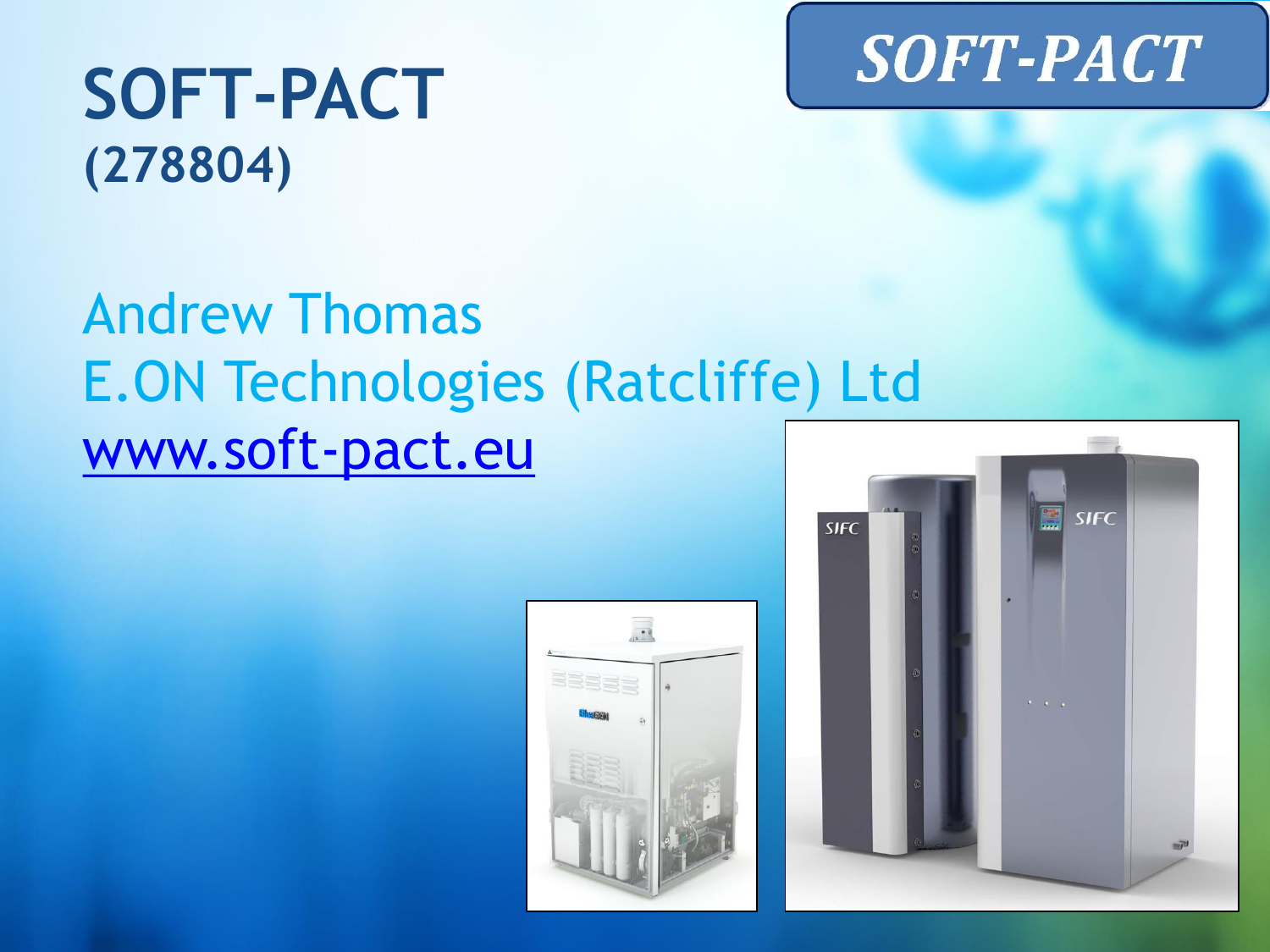# SOFT-PACT
## (278804)

SOFT-PACT

Andrew Thomas
E.ON Technologies (Ratcliffe) Ltd
www.soft-pact.eu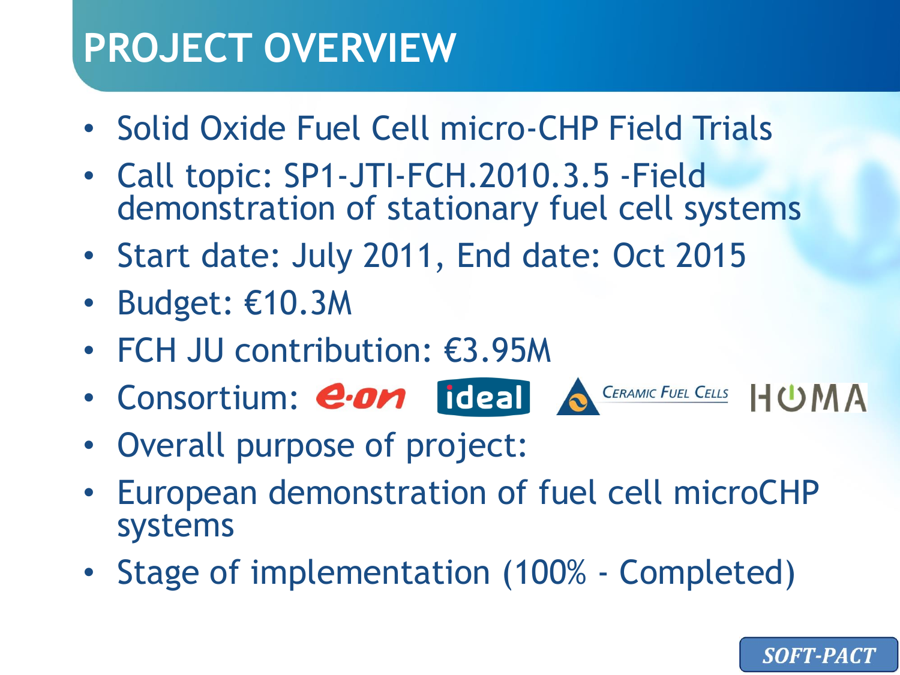# PROJECT OVERVIEW

- Solid Oxide Fuel Cell micro-CHP Field Trials
- Call topic: SP1-JTI-FCH.2010.3.5 -Field demonstration of stationary fuel cell systems
- Start date: July 2011, End date: Oct 2015
- Budget: €10.3M
- FCH JU contribution: €3.95M
- Consortium: e·on ideal Ceramic Fuel Cells HOMA
- Overall purpose of project:
- European demonstration of fuel cell microCHP systems
- Stage of implementation (100% - Completed)

SOFT-PACT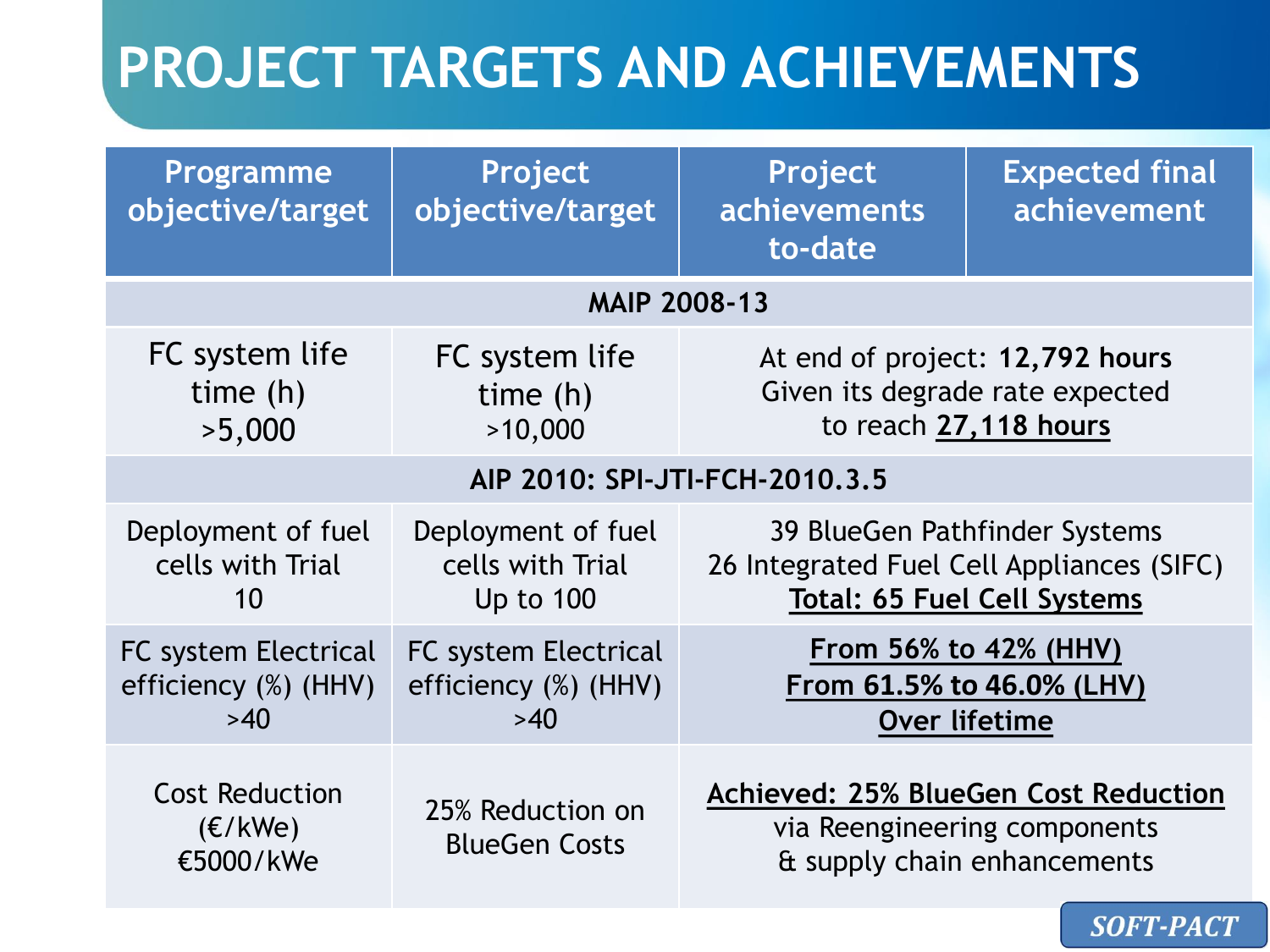# PROJECT TARGETS AND ACHIEVEMENTS

| Programme objective/target | Project objective/target | Project achievements to-date | Expected final achievement |
|---|---|---|---|
| **MAIP 2008-13** | | | |
| FC system life time (h) >5,000 | FC system life time (h) >10,000 | At end of project: **12,792 hours** Given its degrade rate expected to reach **27,118 hours** | |
| **AIP 2010: SPI-JTI-FCH-2010.3.5** | | | |
| Deployment of fuel cells with Trial 10 | Deployment of fuel cells with Trial Up to 100 | 39 BlueGen Pathfinder Systems 26 Integrated Fuel Cell Appliances (SIFC) **Total: 65 Fuel Cell Systems** | |
| FC system Electrical efficiency (%) (HHV) >40 | FC system Electrical efficiency (%) (HHV) >40 | **From 56% to 42% (HHV)** **From 61.5% to 46.0% (LHV)** **Over lifetime** | |
| Cost Reduction (€/kWe) €5000/kWe | 25% Reduction on BlueGen Costs | **Achieved: 25% BlueGen Cost Reduction** via Reengineering components & supply chain enhancements | |

SOFT-PACT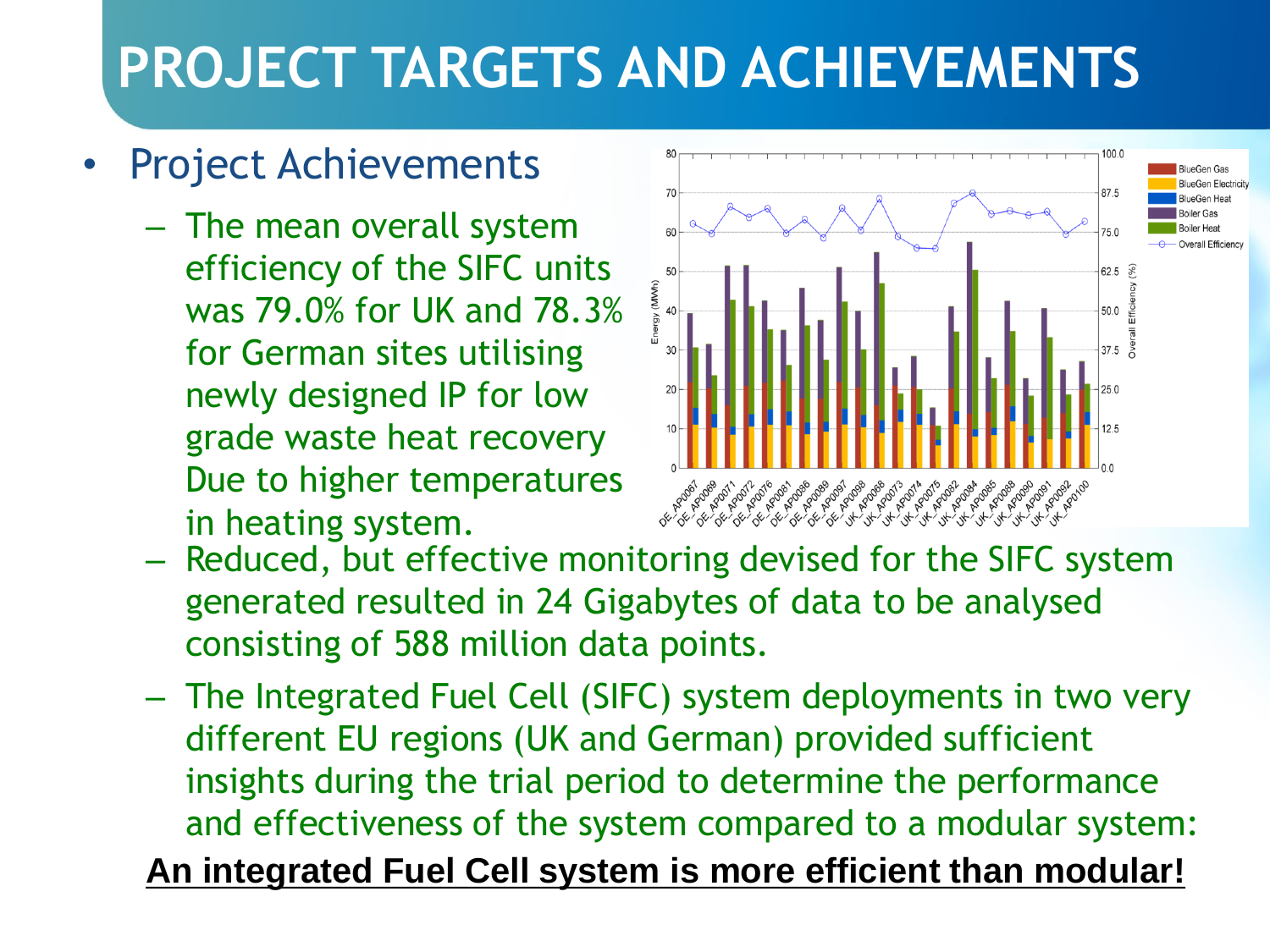# PROJECT TARGETS AND ACHIEVEMENTS

- Project Achievements
  - The mean overall system efficiency of the SIFC units was 79.0% for UK and 78.3% for German sites utilising newly designed IP for low grade waste heat recovery Due to higher temperatures in heating system.
  - Reduced, but effective monitoring devised for the SIFC system generated resulted in 24 Gigabytes of data to be analysed consisting of 588 million data points.
  - The Integrated Fuel Cell (SIFC) system deployments in two very different EU regions (UK and German) provided sufficient insights during the trial period to determine the performance and effectiveness of the system compared to a modular system:

**<u>An integrated Fuel Cell system is more efficient than modular!</u>**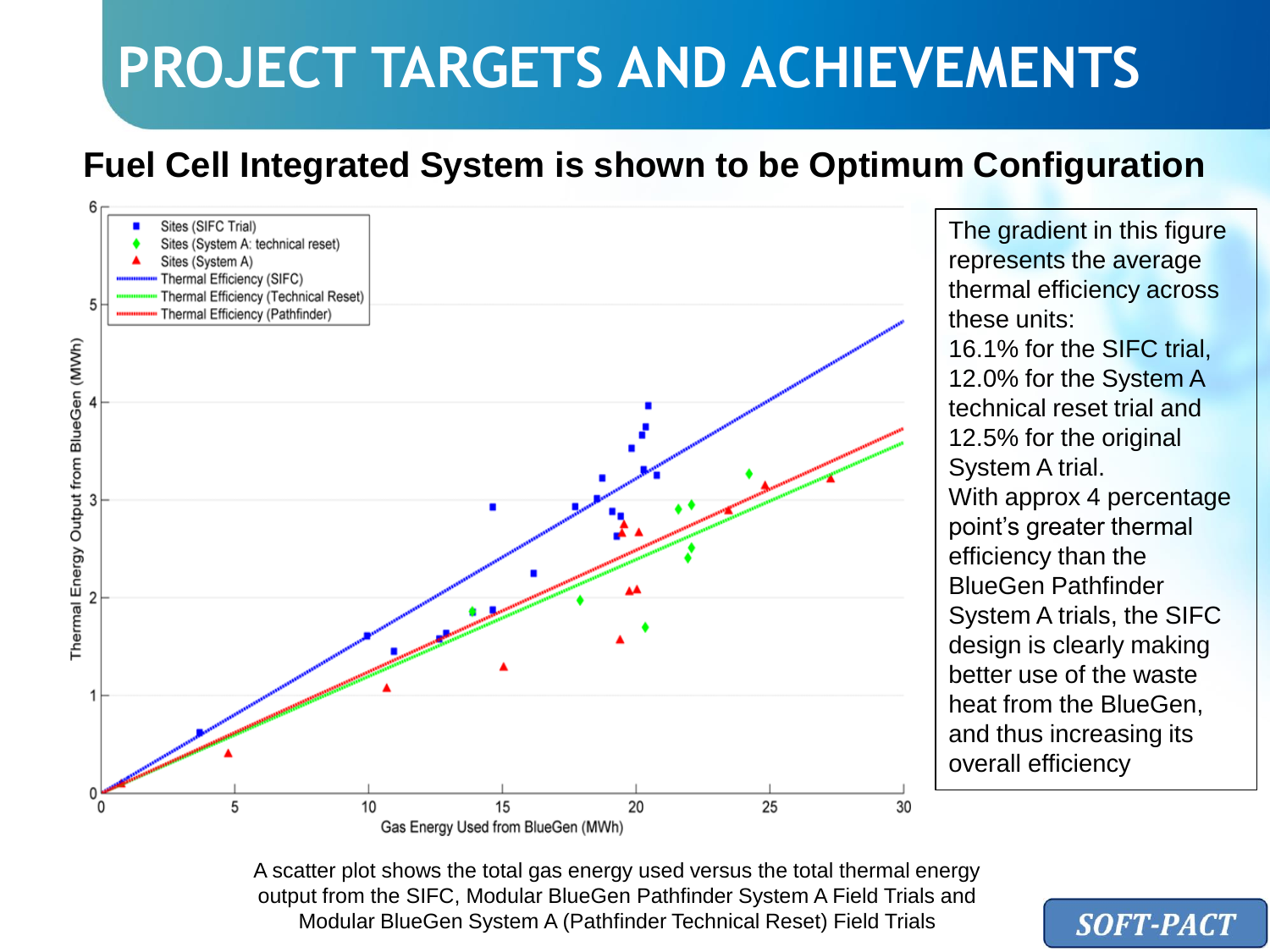# PROJECT TARGETS AND ACHIEVEMENTS

## Fuel Cell Integrated System is shown to be Optimum Configuration

The gradient in this figure represents the average thermal efficiency across these units:
16.1% for the SIFC trial, 12.0% for the System A technical reset trial and 12.5% for the original System A trial.
With approx 4 percentage point's greater thermal efficiency than the BlueGen Pathfinder System A trials, the SIFC design is clearly making better use of the waste heat from the BlueGen, and thus increasing its overall efficiency

A scatter plot shows the total gas energy used versus the total thermal energy output from the SIFC, Modular BlueGen Pathfinder System A Field Trials and Modular BlueGen System A (Pathfinder Technical Reset) Field Trials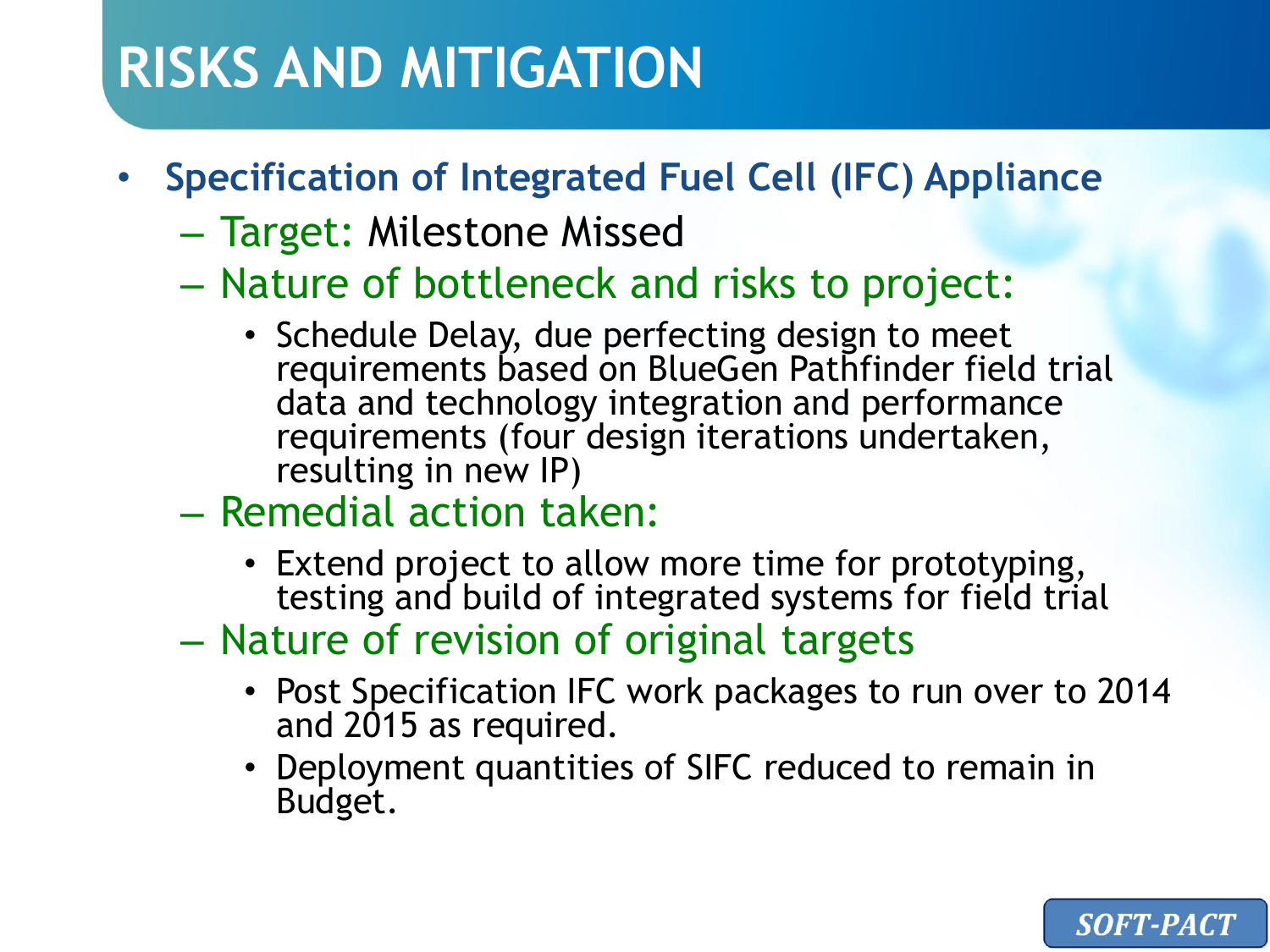# RISKS AND MITIGATION

- **Specification of Integrated Fuel Cell (IFC) Appliance**
  - Target: Milestone Missed
  - Nature of bottleneck and risks to project:
    - Schedule Delay, due perfecting design to meet requirements based on BlueGen Pathfinder field trial data and technology integration and performance requirements (four design iterations undertaken, resulting in new IP)
  - Remedial action taken:
    - Extend project to allow more time for prototyping, testing and build of integrated systems for field trial
  - Nature of revision of original targets
    - Post Specification IFC work packages to run over to 2014 and 2015 as required.
    - Deployment quantities of SIFC reduced to remain in Budget.

*SOFT-PACT*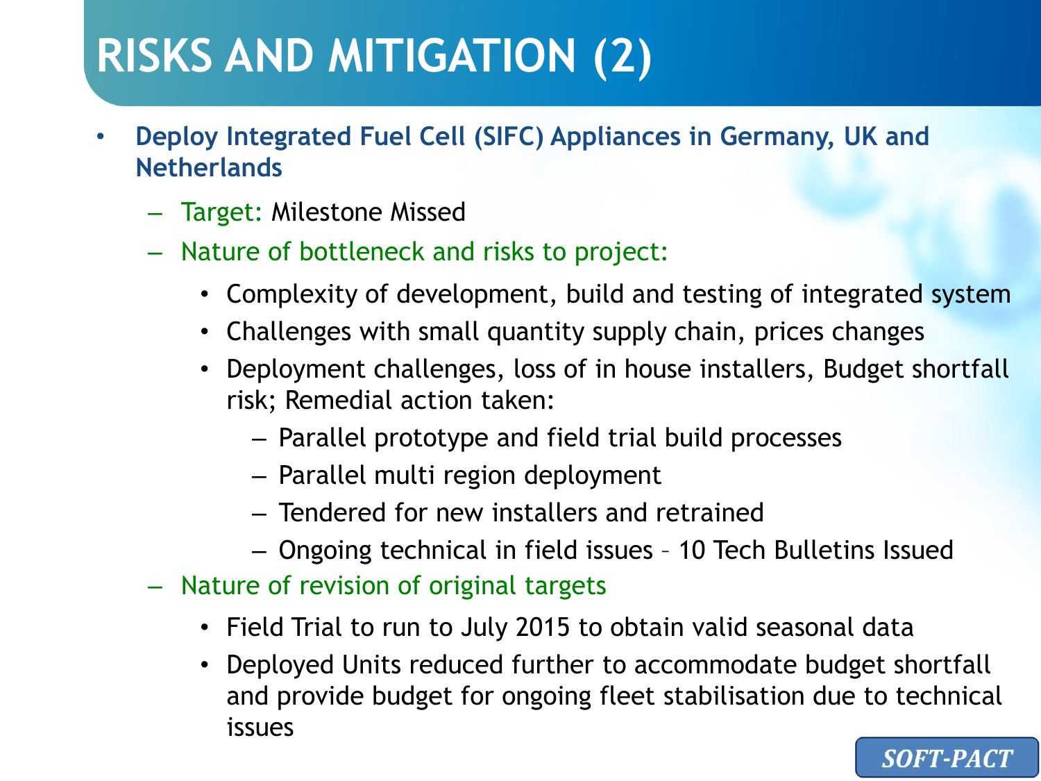# RISKS AND MITIGATION (2)

- **Deploy Integrated Fuel Cell (SIFC) Appliances in Germany, UK and Netherlands**
  - Target: Milestone Missed
  - Nature of bottleneck and risks to project:
    - Complexity of development, build and testing of integrated system
    - Challenges with small quantity supply chain, prices changes
    - Deployment challenges, loss of in house installers, Budget shortfall risk; Remedial action taken:
      - Parallel prototype and field trial build processes
      - Parallel multi region deployment
      - Tendered for new installers and retrained
      - Ongoing technical in field issues – 10 Tech Bulletins Issued
  - Nature of revision of original targets
    - Field Trial to run to July 2015 to obtain valid seasonal data
    - Deployed Units reduced further to accommodate budget shortfall and provide budget for ongoing fleet stabilisation due to technical issues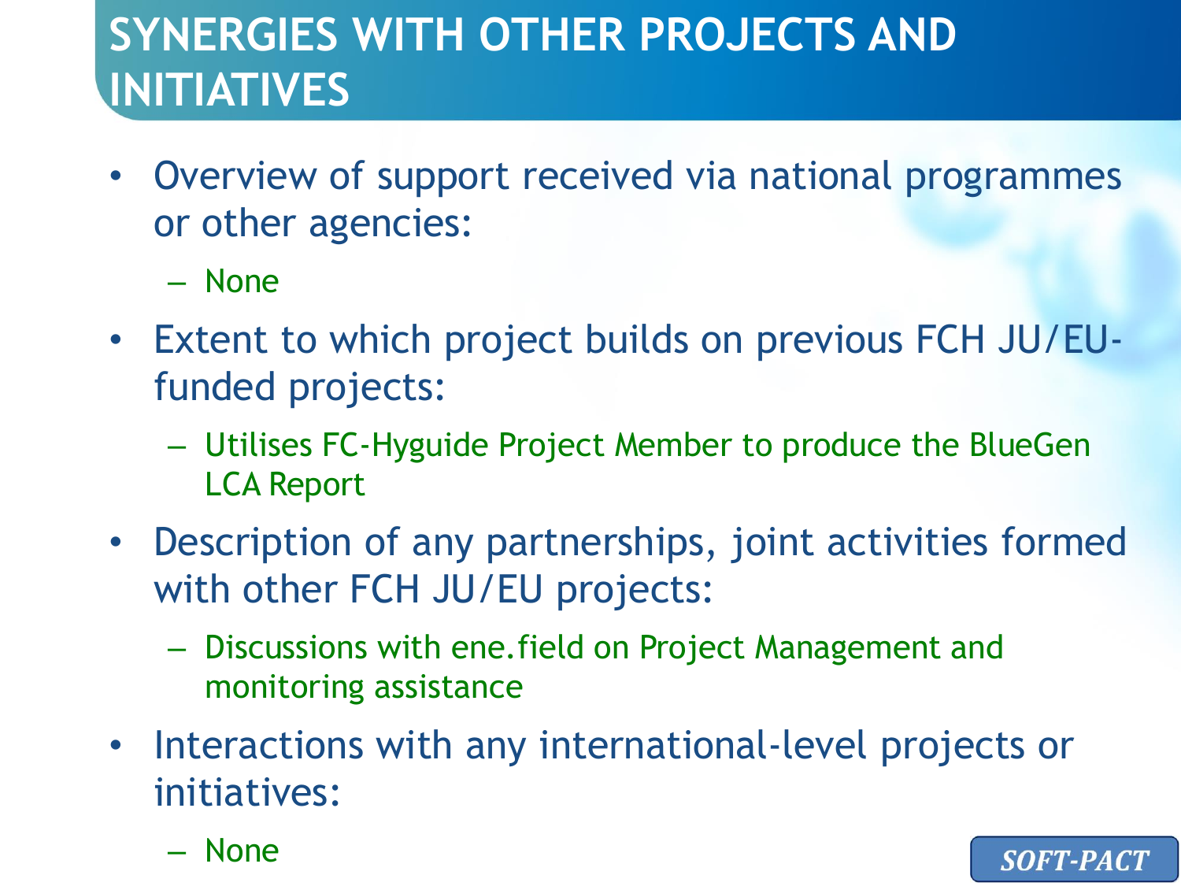# SYNERGIES WITH OTHER PROJECTS AND INITIATIVES

- Overview of support received via national programmes or other agencies:
  - None
- Extent to which project builds on previous FCH JU/EU-funded projects:
  - Utilises FC-Hyguide Project Member to produce the BlueGen LCA Report
- Description of any partnerships, joint activities formed with other FCH JU/EU projects:
  - Discussions with ene.field on Project Management and monitoring assistance
- Interactions with any international-level projects or initiatives:
  - None

*SOFT-PACT*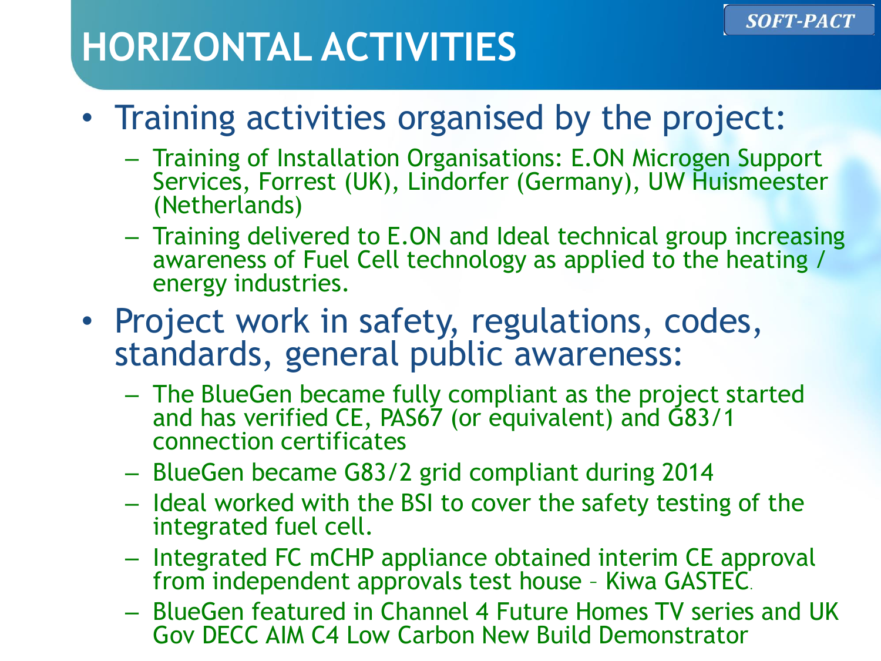# HORIZONTAL ACTIVITIES

SOFT-PACT

- Training activities organised by the project:
  - Training of Installation Organisations: E.ON Microgen Support Services, Forrest (UK), Lindorfer (Germany), UW Huismeester (Netherlands)
  - Training delivered to E.ON and Ideal technical group increasing awareness of Fuel Cell technology as applied to the heating / energy industries.
- Project work in safety, regulations, codes, standards, general public awareness:
  - The BlueGen became fully compliant as the project started and has verified CE, PAS67 (or equivalent) and G83/1 connection certificates
  - BlueGen became G83/2 grid compliant during 2014
  - Ideal worked with the BSI to cover the safety testing of the integrated fuel cell.
  - Integrated FC mCHP appliance obtained interim CE approval from independent approvals test house – Kiwa GASTEC.
  - BlueGen featured in Channel 4 Future Homes TV series and UK Gov DECC AIM C4 Low Carbon New Build Demonstrator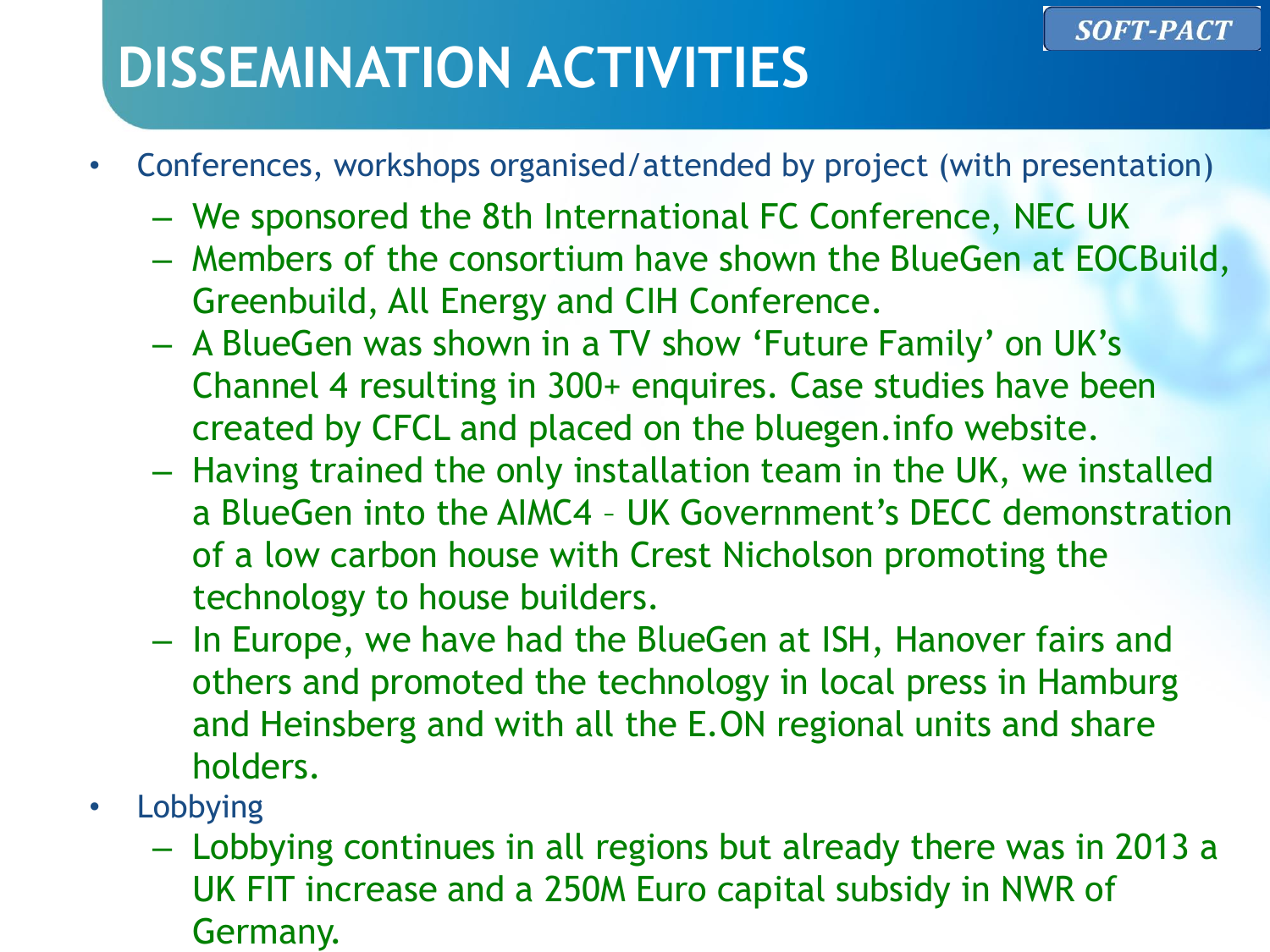# DISSEMINATION ACTIVITIES

SOFT-PACT

- Conferences, workshops organised/attended by project (with presentation)
  - We sponsored the 8th International FC Conference, NEC UK
  - Members of the consortium have shown the BlueGen at EOCBuild, Greenbuild, All Energy and CIH Conference.
  - A BlueGen was shown in a TV show 'Future Family' on UK's Channel 4 resulting in 300+ enquires. Case studies have been created by CFCL and placed on the bluegen.info website.
  - Having trained the only installation team in the UK, we installed a BlueGen into the AIMC4 – UK Government's DECC demonstration of a low carbon house with Crest Nicholson promoting the technology to house builders.
  - In Europe, we have had the BlueGen at ISH, Hanover fairs and others and promoted the technology in local press in Hamburg and Heinsberg and with all the E.ON regional units and share holders.
- Lobbying
  - Lobbying continues in all regions but already there was in 2013 a UK FIT increase and a 250M Euro capital subsidy in NWR of Germany.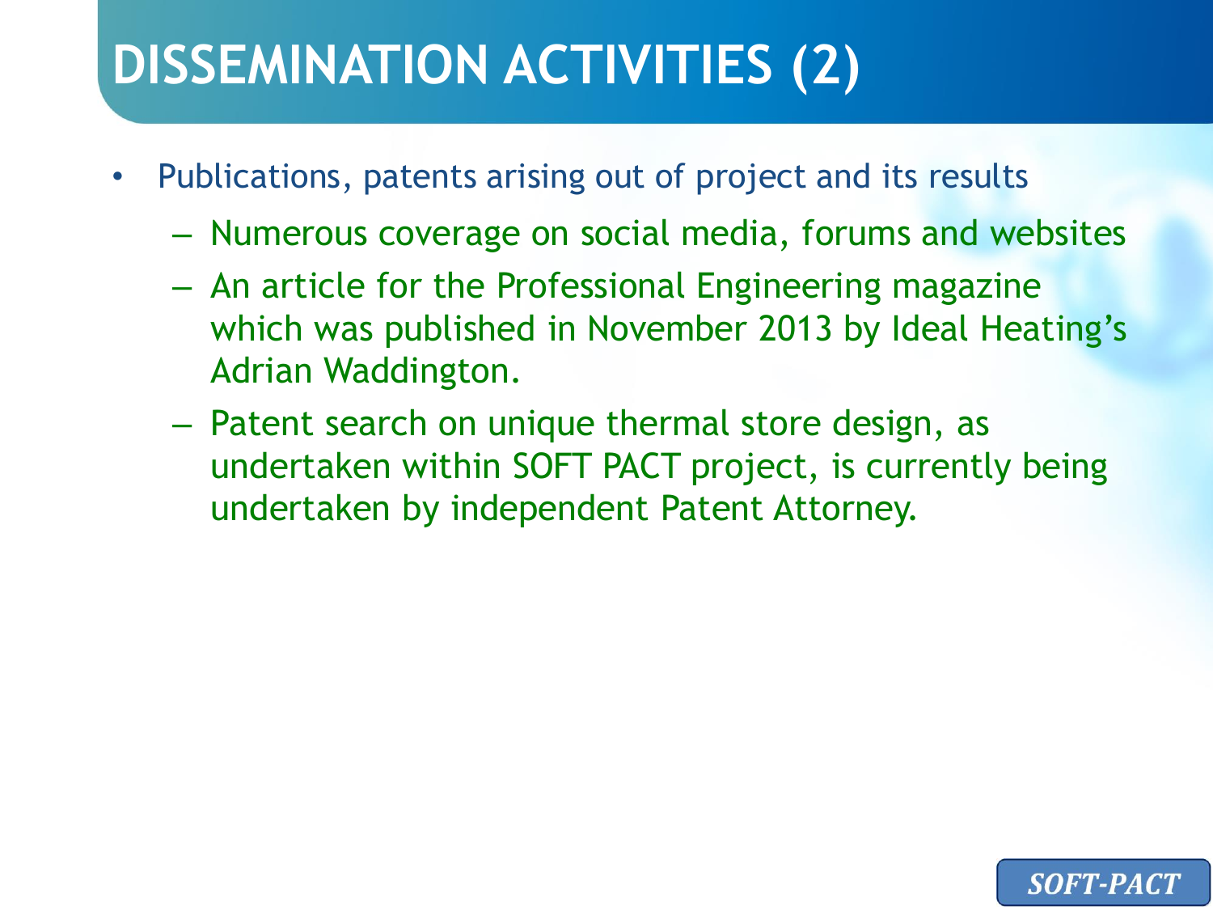# DISSEMINATION ACTIVITIES (2)

- Publications, patents arising out of project and its results
  - Numerous coverage on social media, forums and websites
  - An article for the Professional Engineering magazine which was published in November 2013 by Ideal Heating's Adrian Waddington.
  - Patent search on unique thermal store design, as undertaken within SOFT PACT project, is currently being undertaken by independent Patent Attorney.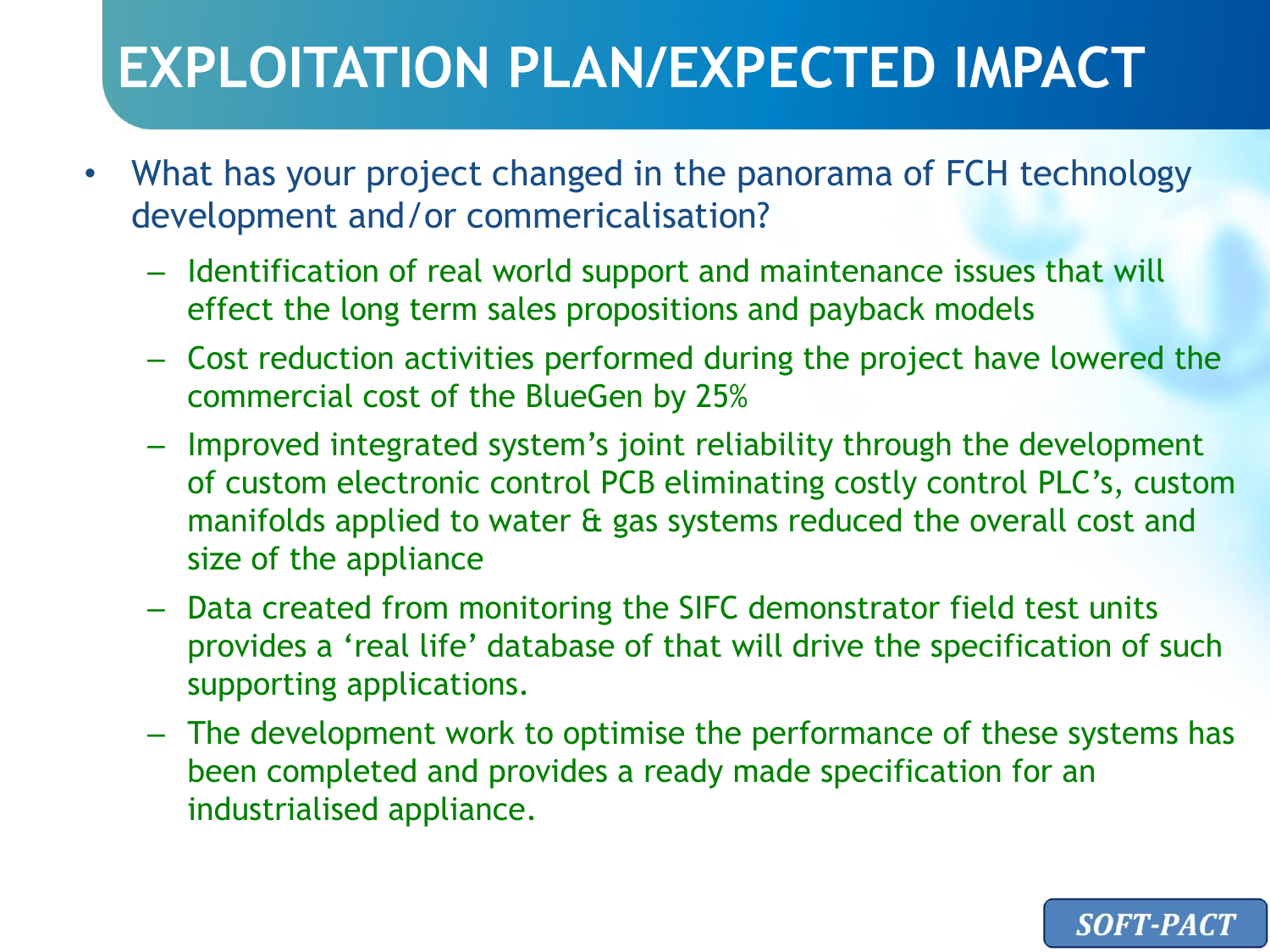# EXPLOITATION PLAN/EXPECTED IMPACT

- What has your project changed in the panorama of FCH technology development and/or commericalisation?
  - Identification of real world support and maintenance issues that will effect the long term sales propositions and payback models
  - Cost reduction activities performed during the project have lowered the commercial cost of the BlueGen by 25%
  - Improved integrated system's joint reliability through the development of custom electronic control PCB eliminating costly control PLC's, custom manifolds applied to water & gas systems reduced the overall cost and size of the appliance
  - Data created from monitoring the SIFC demonstrator field test units provides a 'real life' database of that will drive the specification of such supporting applications.
  - The development work to optimise the performance of these systems has been completed and provides a ready made specification for an industrialised appliance.

*SOFT-PACT*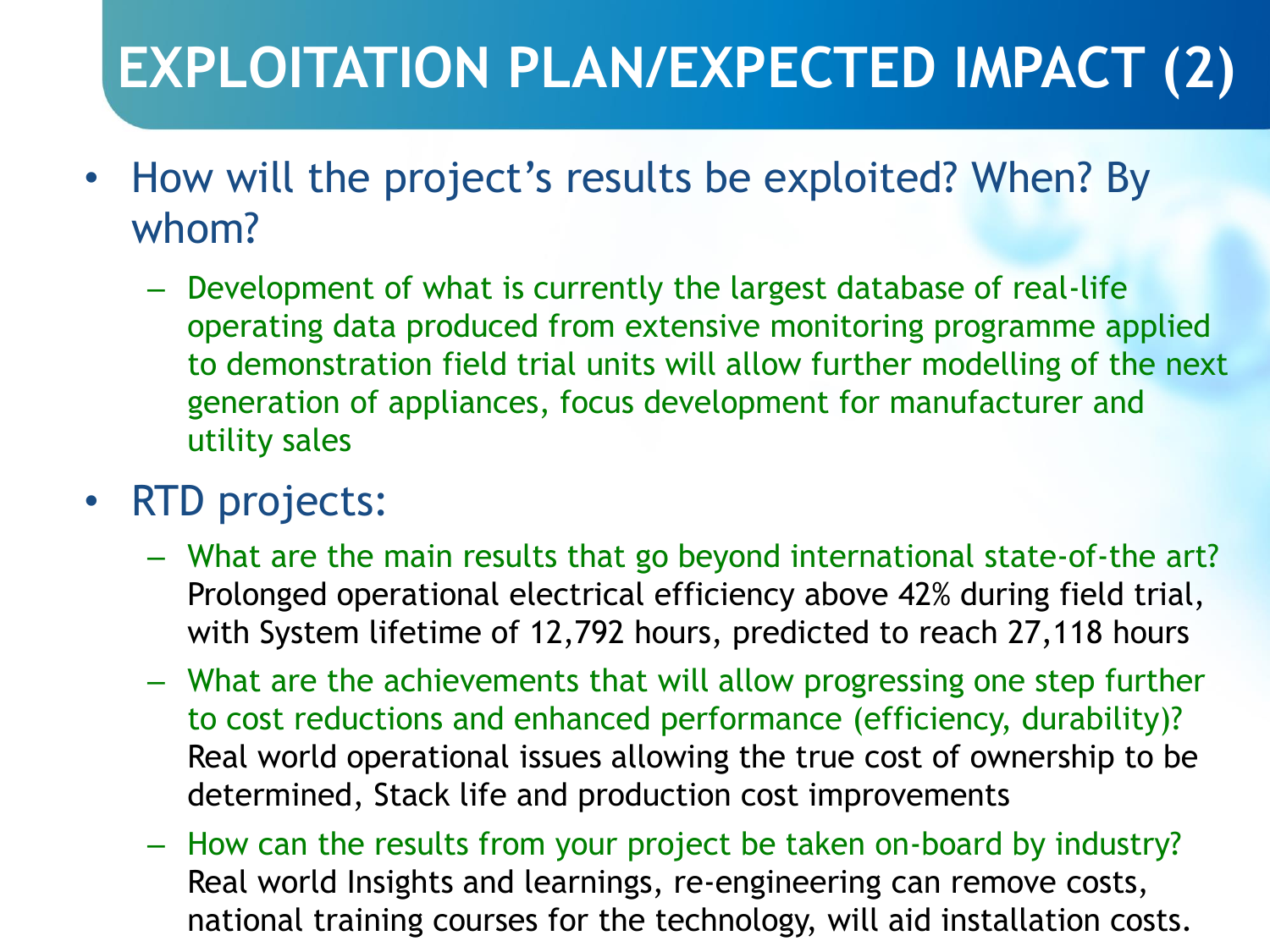# EXPLOITATION PLAN/EXPECTED IMPACT (2)

- How will the project's results be exploited? When? By whom?
  - Development of what is currently the largest database of real-life operating data produced from extensive monitoring programme applied to demonstration field trial units will allow further modelling of the next generation of appliances, focus development for manufacturer and utility sales
- RTD projects:
  - What are the main results that go beyond international state-of-the art? Prolonged operational electrical efficiency above 42% during field trial, with System lifetime of 12,792 hours, predicted to reach 27,118 hours
  - What are the achievements that will allow progressing one step further to cost reductions and enhanced performance (efficiency, durability)? Real world operational issues allowing the true cost of ownership to be determined, Stack life and production cost improvements
  - How can the results from your project be taken on-board by industry? Real world Insights and learnings, re-engineering can remove costs, national training courses for the technology, will aid installation costs.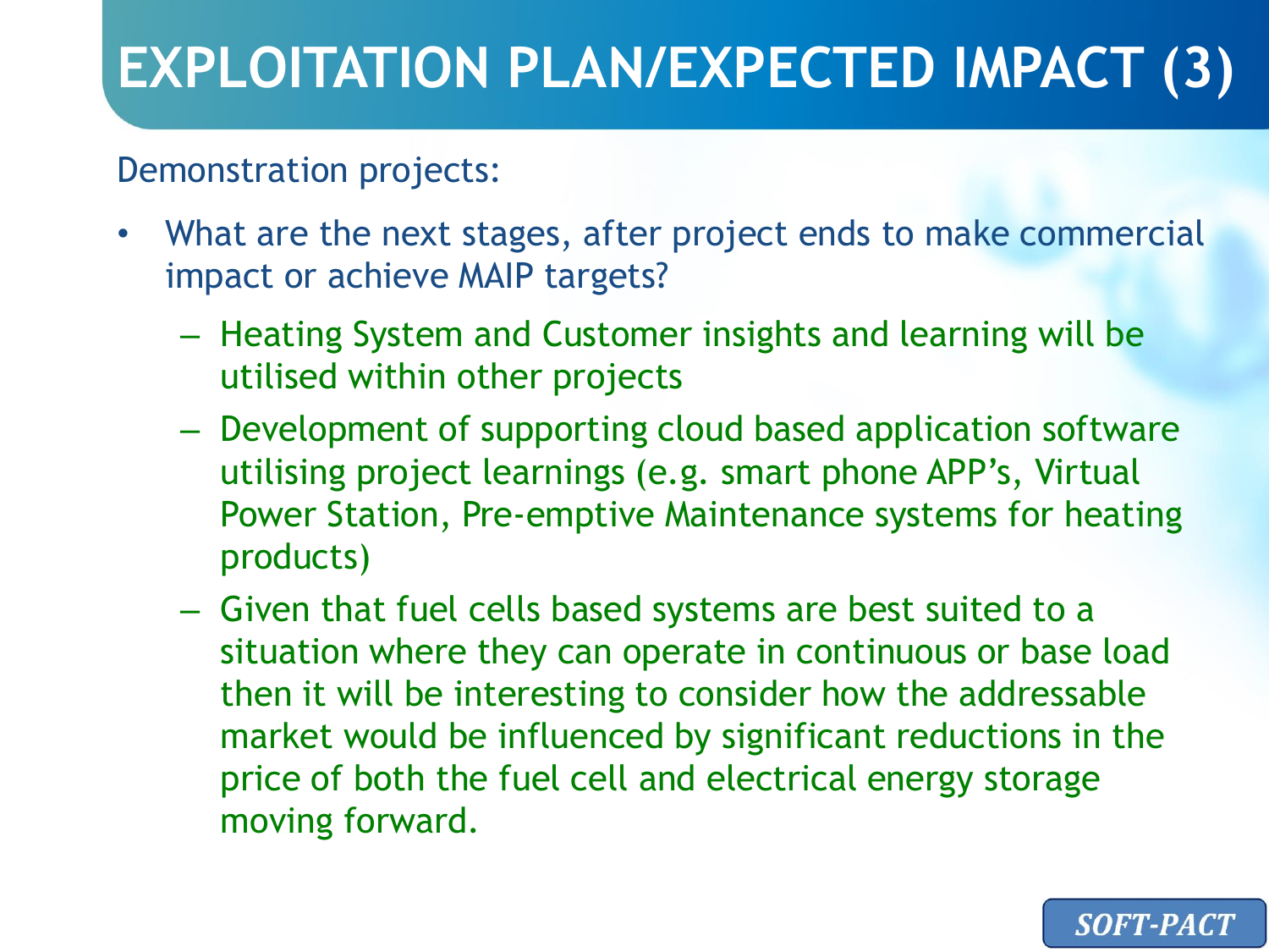# EXPLOITATION PLAN/EXPECTED IMPACT (3)

Demonstration projects:

- What are the next stages, after project ends to make commercial impact or achieve MAIP targets?
  - Heating System and Customer insights and learning will be utilised within other projects
  - Development of supporting cloud based application software utilising project learnings (e.g. smart phone APP's, Virtual Power Station, Pre-emptive Maintenance systems for heating products)
  - Given that fuel cells based systems are best suited to a situation where they can operate in continuous or base load then it will be interesting to consider how the addressable market would be influenced by significant reductions in the price of both the fuel cell and electrical energy storage moving forward.

*SOFT-PACT*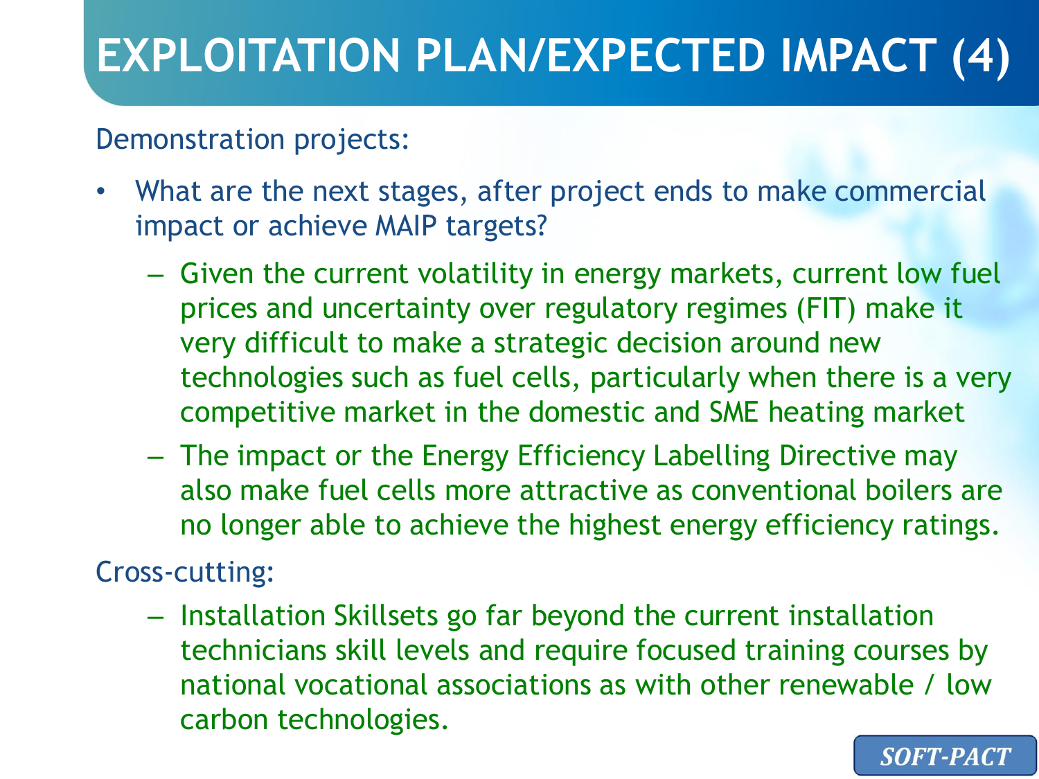# EXPLOITATION PLAN/EXPECTED IMPACT (4)

Demonstration projects:

- What are the next stages, after project ends to make commercial impact or achieve MAIP targets?
  - Given the current volatility in energy markets, current low fuel prices and uncertainty over regulatory regimes (FIT) make it very difficult to make a strategic decision around new technologies such as fuel cells, particularly when there is a very competitive market in the domestic and SME heating market
  - The impact or the Energy Efficiency Labelling Directive may also make fuel cells more attractive as conventional boilers are no longer able to achieve the highest energy efficiency ratings.

Cross-cutting:

- Installation Skillsets go far beyond the current installation technicians skill levels and require focused training courses by national vocational associations as with other renewable / low carbon technologies.

*SOFT-PACT*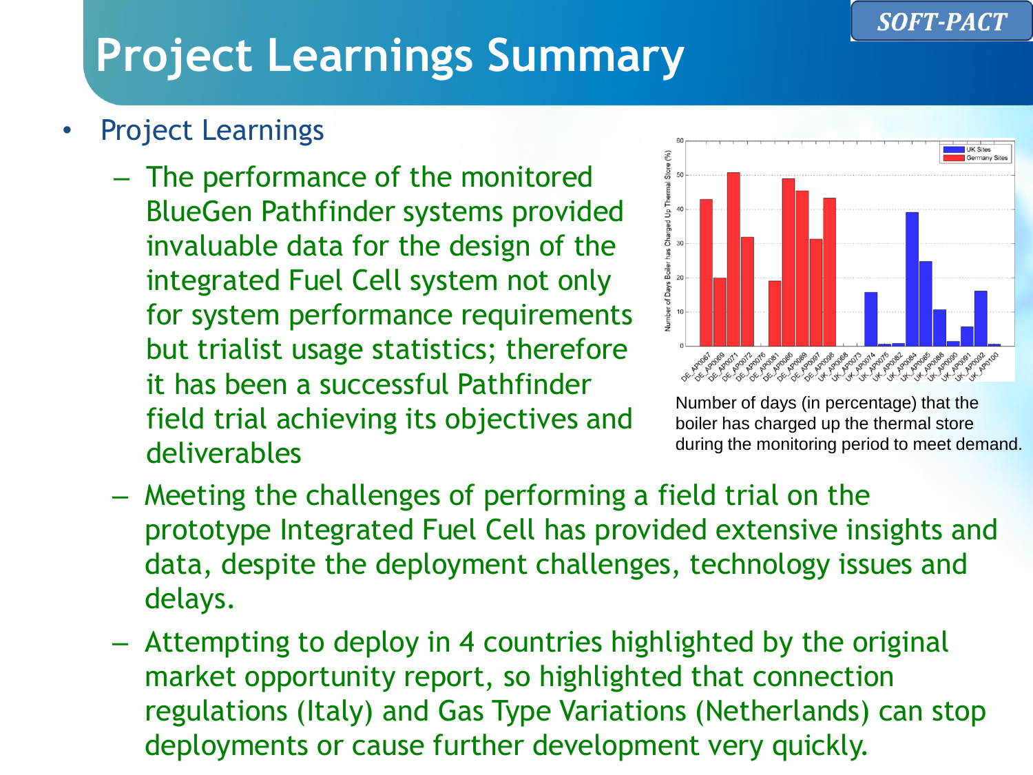# Project Learnings Summary

- Project Learnings
  - The performance of the monitored BlueGen Pathfinder systems provided invaluable data for the design of the integrated Fuel Cell system not only for system performance requirements but trialist usage statistics; therefore it has been a successful Pathfinder field trial achieving its objectives and deliverables
  - Meeting the challenges of performing a field trial on the prototype Integrated Fuel Cell has provided extensive insights and data, despite the deployment challenges, technology issues and delays.
  - Attempting to deploy in 4 countries highlighted by the original market opportunity report, so highlighted that connection regulations (Italy) and Gas Type Variations (Netherlands) can stop deployments or cause further development very quickly.

Number of days (in percentage) that the boiler has charged up the thermal store during the monitoring period to meet demand.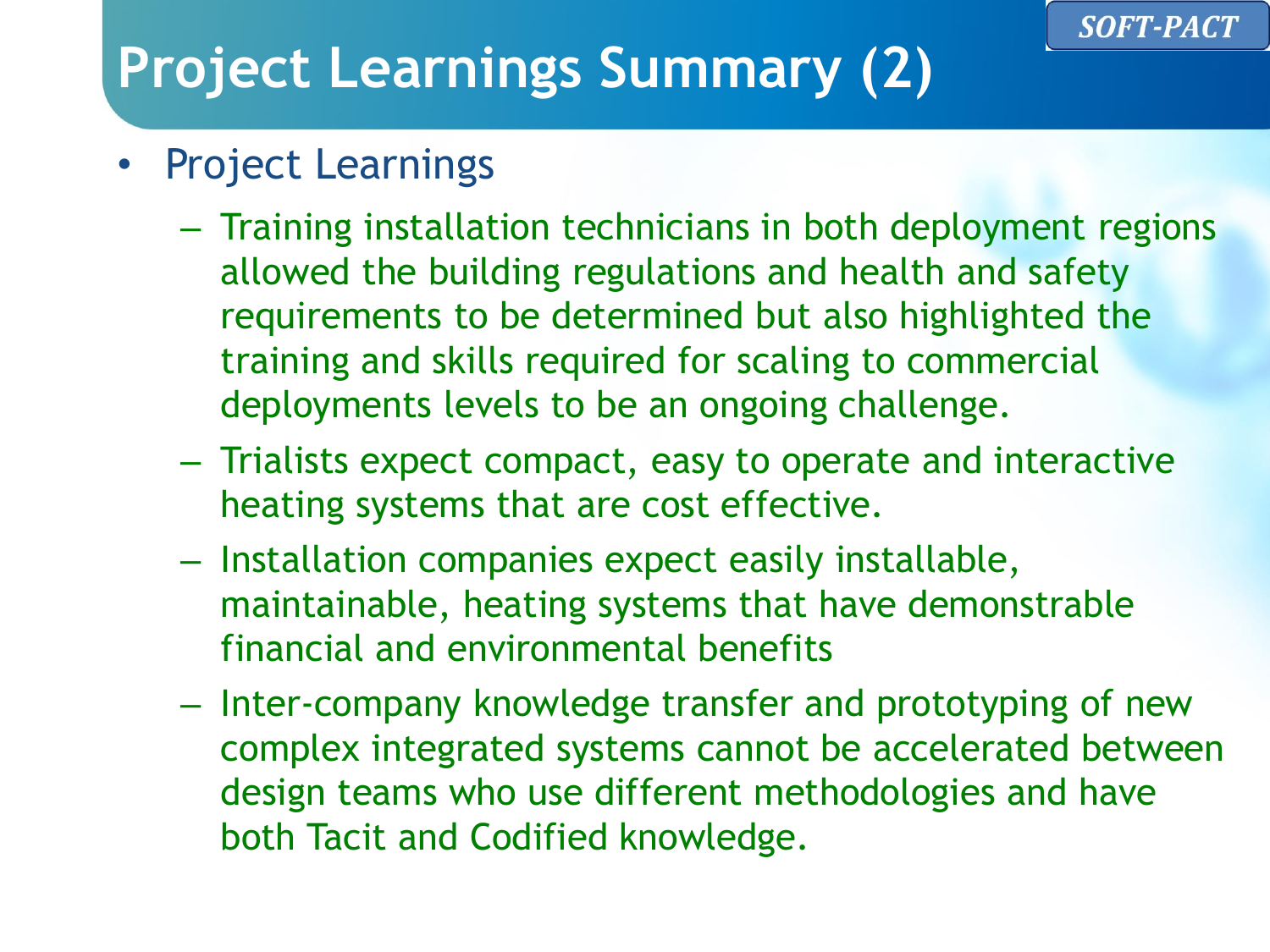# Project Learnings Summary (2)

SOFT-PACT

- Project Learnings
  - Training installation technicians in both deployment regions allowed the building regulations and health and safety requirements to be determined but also highlighted the training and skills required for scaling to commercial deployments levels to be an ongoing challenge.
  - Trialists expect compact, easy to operate and interactive heating systems that are cost effective.
  - Installation companies expect easily installable, maintainable, heating systems that have demonstrable financial and environmental benefits
  - Inter-company knowledge transfer and prototyping of new complex integrated systems cannot be accelerated between design teams who use different methodologies and have both Tacit and Codified knowledge.